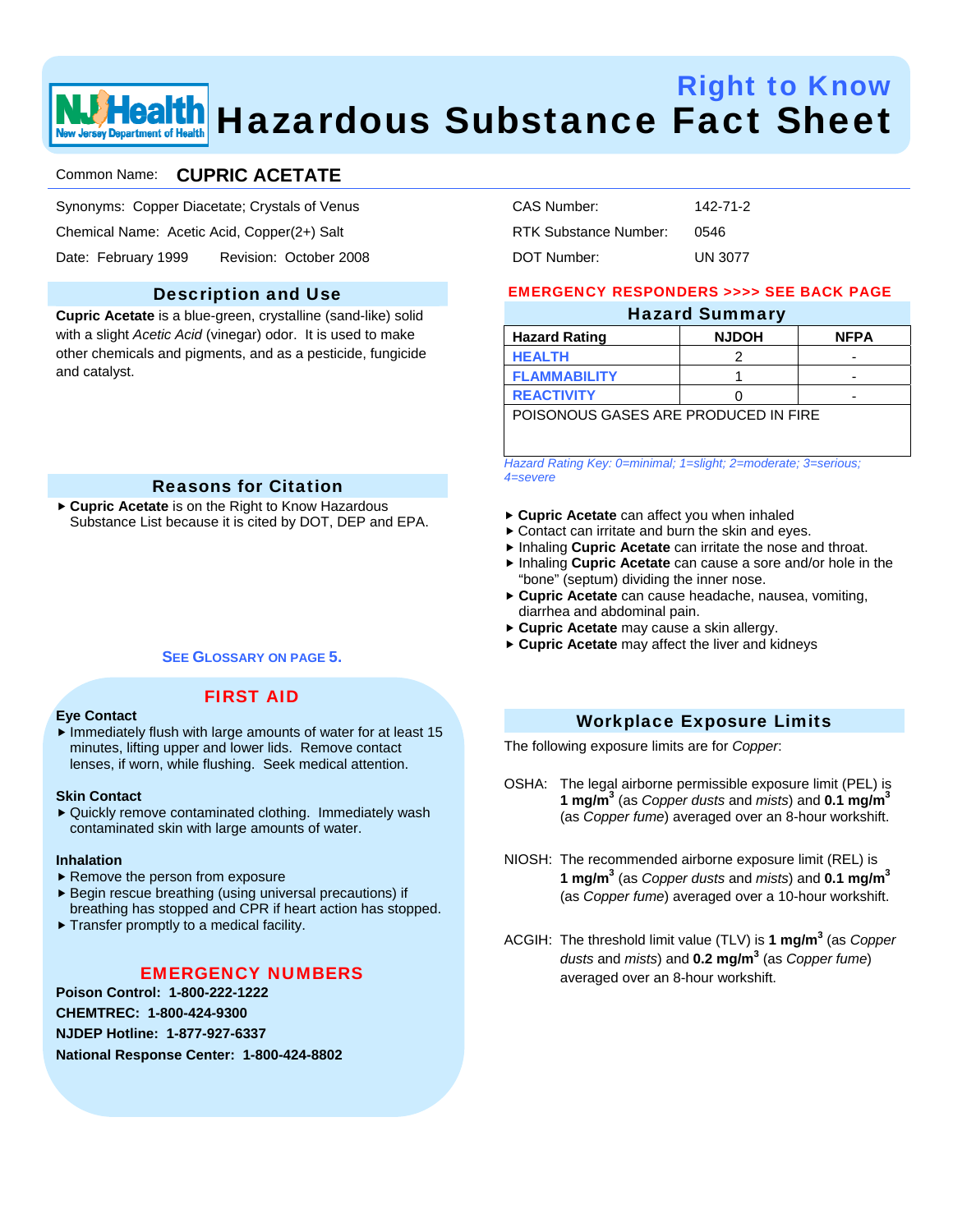# Right to Know
# Hazardous Substance Fact Sheet

Common Name: **CUPRIC ACETATE**

Synonyms: Copper Diacetate; Crystals of Venus

Chemical Name: Acetic Acid, Copper(2+) Salt

Date: February 1999 Revision: October 2008

CAS Number: 142-71-2

RTK Substance Number: 0546

DOT Number: UN 3077

## Description and Use

**Cupric Acetate** is a blue-green, crystalline (sand-like) solid with a slight *Acetic Acid* (vinegar) odor. It is used to make other chemicals and pigments, and as a pesticide, fungicide and catalyst.

## Reasons for Citation

- **Cupric Acetate** is on the Right to Know Hazardous Substance List because it is cited by DOT, DEP and EPA.

SEE GLOSSARY ON PAGE 5.

## FIRST AID

**Eye Contact**

- Immediately flush with large amounts of water for at least 15 minutes, lifting upper and lower lids. Remove contact lenses, if worn, while flushing. Seek medical attention.

**Skin Contact**

- Quickly remove contaminated clothing. Immediately wash contaminated skin with large amounts of water.

**Inhalation**

- Remove the person from exposure
- Begin rescue breathing (using universal precautions) if breathing has stopped and CPR if heart action has stopped.
- Transfer promptly to a medical facility.

## EMERGENCY NUMBERS

**Poison Control: 1-800-222-1222**

**CHEMTREC: 1-800-424-9300**

**NJDEP Hotline: 1-877-927-6337**

**National Response Center: 1-800-424-8802**

**EMERGENCY RESPONDERS >>>> SEE BACK PAGE**

## Hazard Summary

| Hazard Rating | NJDOH | NFPA |
|---|---|---|
| HEALTH | 2 | - |
| FLAMMABILITY | 1 | - |
| REACTIVITY | 0 | - |
| POISONOUS GASES ARE PRODUCED IN FIRE | | |

*Hazard Rating Key: 0=minimal; 1=slight; 2=moderate; 3=serious; 4=severe*

- **Cupric Acetate** can affect you when inhaled
- Contact can irritate and burn the skin and eyes.
- Inhaling **Cupric Acetate** can irritate the nose and throat.
- Inhaling **Cupric Acetate** can cause a sore and/or hole in the “bone” (septum) dividing the inner nose.
- **Cupric Acetate** can cause headache, nausea, vomiting, diarrhea and abdominal pain.
- **Cupric Acetate** may cause a skin allergy.
- **Cupric Acetate** may affect the liver and kidneys

## Workplace Exposure Limits

The following exposure limits are for *Copper*:

OSHA: The legal airborne permissible exposure limit (PEL) is **1 mg/m$^3$** (as *Copper dusts* and *mists*) and **0.1 mg/m$^3$** (as *Copper fume*) averaged over an 8-hour workshift.

NIOSH: The recommended airborne exposure limit (REL) is **1 mg/m$^3$** (as *Copper dusts* and *mists*) and **0.1 mg/m$^3$** (as *Copper fume*) averaged over a 10-hour workshift.

ACGIH: The threshold limit value (TLV) is **1 mg/m$^3$** (as *Copper dusts* and *mists*) and **0.2 mg/m$^3$** (as *Copper fume*) averaged over an 8-hour workshift.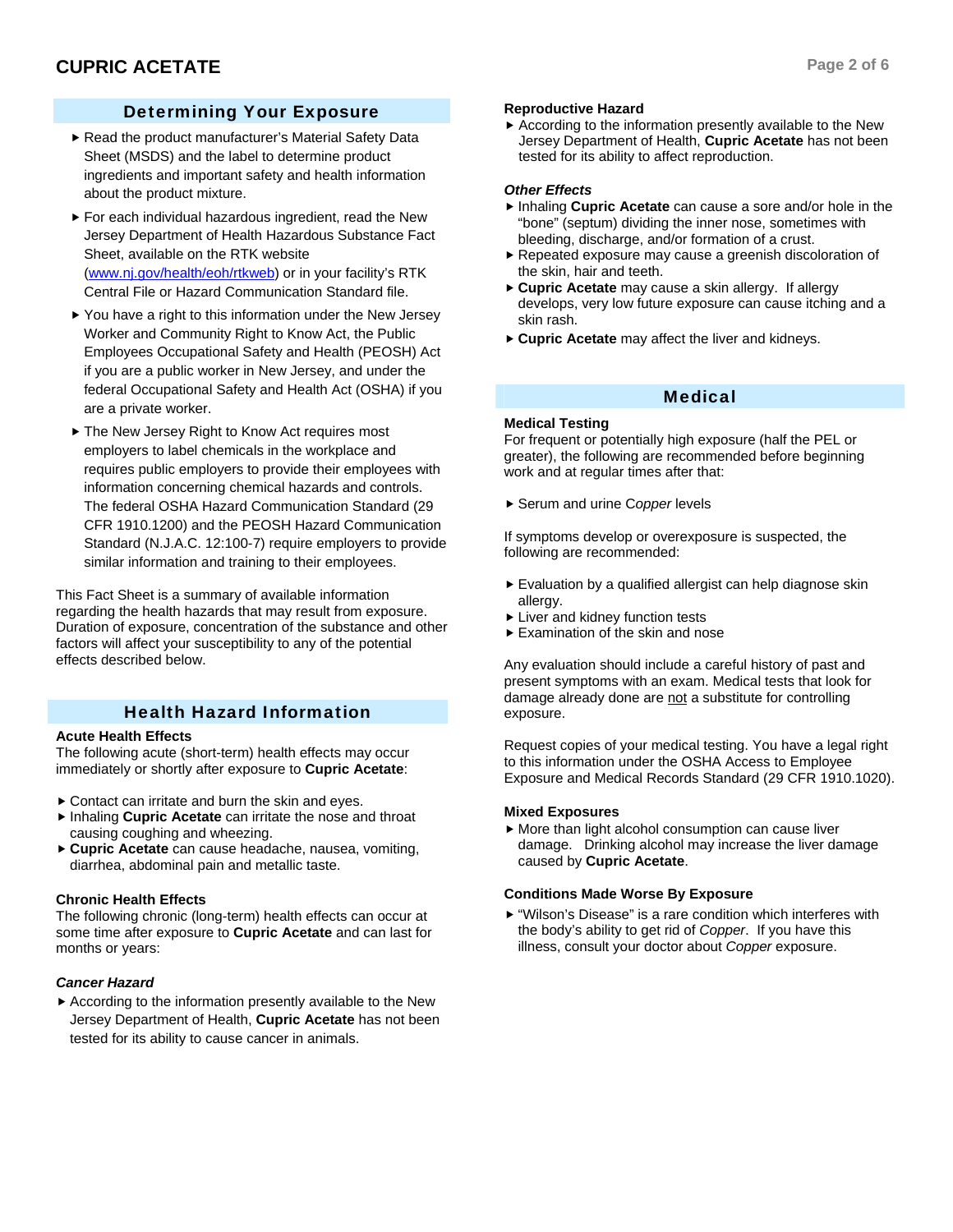## Determining Your Exposure

- Read the product manufacturer's Material Safety Data Sheet (MSDS) and the label to determine product ingredients and important safety and health information about the product mixture.
- For each individual hazardous ingredient, read the New Jersey Department of Health Hazardous Substance Fact Sheet, available on the RTK website (www.nj.gov/health/eoh/rtkweb) or in your facility's RTK Central File or Hazard Communication Standard file.
- You have a right to this information under the New Jersey Worker and Community Right to Know Act, the Public Employees Occupational Safety and Health (PEOSH) Act if you are a public worker in New Jersey, and under the federal Occupational Safety and Health Act (OSHA) if you are a private worker.
- The New Jersey Right to Know Act requires most employers to label chemicals in the workplace and requires public employers to provide their employees with information concerning chemical hazards and controls. The federal OSHA Hazard Communication Standard (29 CFR 1910.1200) and the PEOSH Hazard Communication Standard (N.J.A.C. 12:100-7) require employers to provide similar information and training to their employees.

This Fact Sheet is a summary of available information regarding the health hazards that may result from exposure. Duration of exposure, concentration of the substance and other factors will affect your susceptibility to any of the potential effects described below.

## Health Hazard Information

### Acute Health Effects

The following acute (short-term) health effects may occur immediately or shortly after exposure to **Cupric Acetate**:

- Contact can irritate and burn the skin and eyes.
- Inhaling **Cupric Acetate** can irritate the nose and throat causing coughing and wheezing.
- **Cupric Acetate** can cause headache, nausea, vomiting, diarrhea, abdominal pain and metallic taste.

### Chronic Health Effects

The following chronic (long-term) health effects can occur at some time after exposure to **Cupric Acetate** and can last for months or years:

#### *Cancer Hazard*

- According to the information presently available to the New Jersey Department of Health, **Cupric Acetate** has not been tested for its ability to cause cancer in animals.

#### Reproductive Hazard

- According to the information presently available to the New Jersey Department of Health, **Cupric Acetate** has not been tested for its ability to affect reproduction.

#### *Other Effects*

- Inhaling **Cupric Acetate** can cause a sore and/or hole in the "bone" (septum) dividing the inner nose, sometimes with bleeding, discharge, and/or formation of a crust.
- Repeated exposure may cause a greenish discoloration of the skin, hair and teeth.
- **Cupric Acetate** may cause a skin allergy. If allergy develops, very low future exposure can cause itching and a skin rash.
- **Cupric Acetate** may affect the liver and kidneys.

## Medical

### Medical Testing

For frequent or potentially high exposure (half the PEL or greater), the following are recommended before beginning work and at regular times after that:

- Serum and urine *Copper* levels

If symptoms develop or overexposure is suspected, the following are recommended:

- Evaluation by a qualified allergist can help diagnose skin allergy.
- Liver and kidney function tests
- Examination of the skin and nose

Any evaluation should include a careful history of past and present symptoms with an exam. Medical tests that look for damage already done are not a substitute for controlling exposure.

Request copies of your medical testing. You have a legal right to this information under the OSHA Access to Employee Exposure and Medical Records Standard (29 CFR 1910.1020).

### Mixed Exposures

- More than light alcohol consumption can cause liver damage. Drinking alcohol may increase the liver damage caused by **Cupric Acetate**.

### Conditions Made Worse By Exposure

- "Wilson's Disease" is a rare condition which interferes with the body's ability to get rid of *Copper*. If you have this illness, consult your doctor about *Copper* exposure.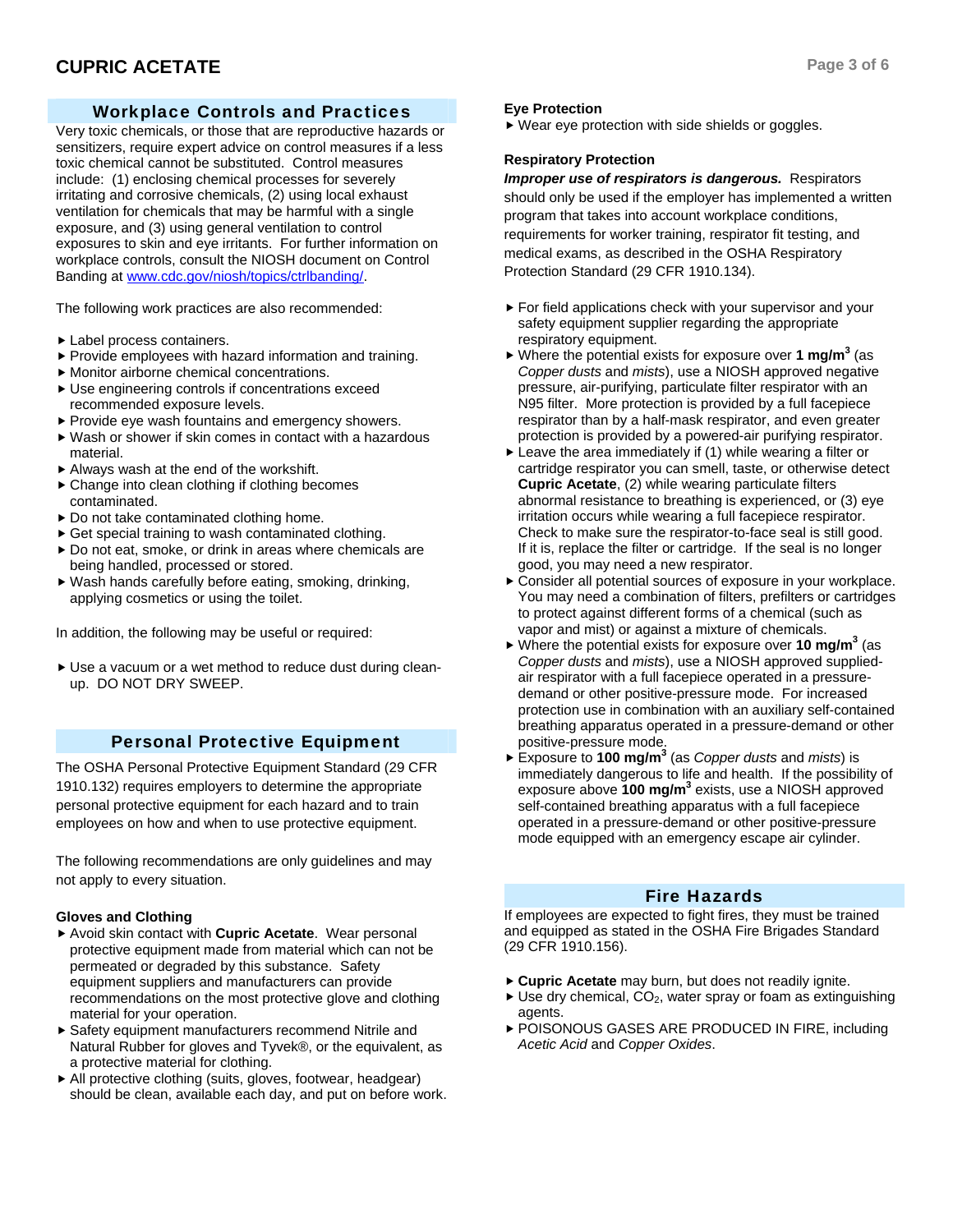## Workplace Controls and Practices

Very toxic chemicals, or those that are reproductive hazards or sensitizers, require expert advice on control measures if a less toxic chemical cannot be substituted. Control measures include: (1) enclosing chemical processes for severely irritating and corrosive chemicals, (2) using local exhaust ventilation for chemicals that may be harmful with a single exposure, and (3) using general ventilation to control exposures to skin and eye irritants. For further information on workplace controls, consult the NIOSH document on Control Banding at www.cdc.gov/niosh/topics/ctrlbanding/.

The following work practices are also recommended:

- Label process containers.
- Provide employees with hazard information and training.
- Monitor airborne chemical concentrations.
- Use engineering controls if concentrations exceed recommended exposure levels.
- Provide eye wash fountains and emergency showers.
- Wash or shower if skin comes in contact with a hazardous material.
- Always wash at the end of the workshift.
- Change into clean clothing if clothing becomes contaminated.
- Do not take contaminated clothing home.
- Get special training to wash contaminated clothing.
- Do not eat, smoke, or drink in areas where chemicals are being handled, processed or stored.
- Wash hands carefully before eating, smoking, drinking, applying cosmetics or using the toilet.

In addition, the following may be useful or required:

- Use a vacuum or a wet method to reduce dust during clean-up. DO NOT DRY SWEEP.

## Personal Protective Equipment

The OSHA Personal Protective Equipment Standard (29 CFR 1910.132) requires employers to determine the appropriate personal protective equipment for each hazard and to train employees on how and when to use protective equipment.

The following recommendations are only guidelines and may not apply to every situation.

### Gloves and Clothing

- Avoid skin contact with **Cupric Acetate**. Wear personal protective equipment made from material which can not be permeated or degraded by this substance. Safety equipment suppliers and manufacturers can provide recommendations on the most protective glove and clothing material for your operation.
- Safety equipment manufacturers recommend Nitrile and Natural Rubber for gloves and Tyvek®, or the equivalent, as a protective material for clothing.
- All protective clothing (suits, gloves, footwear, headgear) should be clean, available each day, and put on before work.

### Eye Protection

- Wear eye protection with side shields or goggles.

### Respiratory Protection

***Improper use of respirators is dangerous.*** Respirators should only be used if the employer has implemented a written program that takes into account workplace conditions, requirements for worker training, respirator fit testing, and medical exams, as described in the OSHA Respiratory Protection Standard (29 CFR 1910.134).

- For field applications check with your supervisor and your safety equipment supplier regarding the appropriate respiratory equipment.
- Where the potential exists for exposure over **1 mg/m$^3$** (as *Copper dusts* and *mists*), use a NIOSH approved negative pressure, air-purifying, particulate filter respirator with an N95 filter. More protection is provided by a full facepiece respirator than by a half-mask respirator, and even greater protection is provided by a powered-air purifying respirator.
- Leave the area immediately if (1) while wearing a filter or cartridge respirator you can smell, taste, or otherwise detect **Cupric Acetate**, (2) while wearing particulate filters abnormal resistance to breathing is experienced, or (3) eye irritation occurs while wearing a full facepiece respirator. Check to make sure the respirator-to-face seal is still good. If it is, replace the filter or cartridge. If the seal is no longer good, you may need a new respirator.
- Consider all potential sources of exposure in your workplace. You may need a combination of filters, prefilters or cartridges to protect against different forms of a chemical (such as vapor and mist) or against a mixture of chemicals.
- Where the potential exists for exposure over **10 mg/m$^3$** (as *Copper dusts* and *mists*), use a NIOSH approved supplied-air respirator with a full facepiece operated in a pressure-demand or other positive-pressure mode. For increased protection use in combination with an auxiliary self-contained breathing apparatus operated in a pressure-demand or other positive-pressure mode.
- Exposure to **100 mg/m$^3$** (as *Copper dusts* and *mists*) is immediately dangerous to life and health. If the possibility of exposure above **100 mg/m$^3$** exists, use a NIOSH approved self-contained breathing apparatus with a full facepiece operated in a pressure-demand or other positive-pressure mode equipped with an emergency escape air cylinder.

## Fire Hazards

If employees are expected to fight fires, they must be trained and equipped as stated in the OSHA Fire Brigades Standard (29 CFR 1910.156).

- **Cupric Acetate** may burn, but does not readily ignite.
- Use dry chemical, $CO_2$, water spray or foam as extinguishing agents.
- POISONOUS GASES ARE PRODUCED IN FIRE, including *Acetic Acid* and *Copper Oxides*.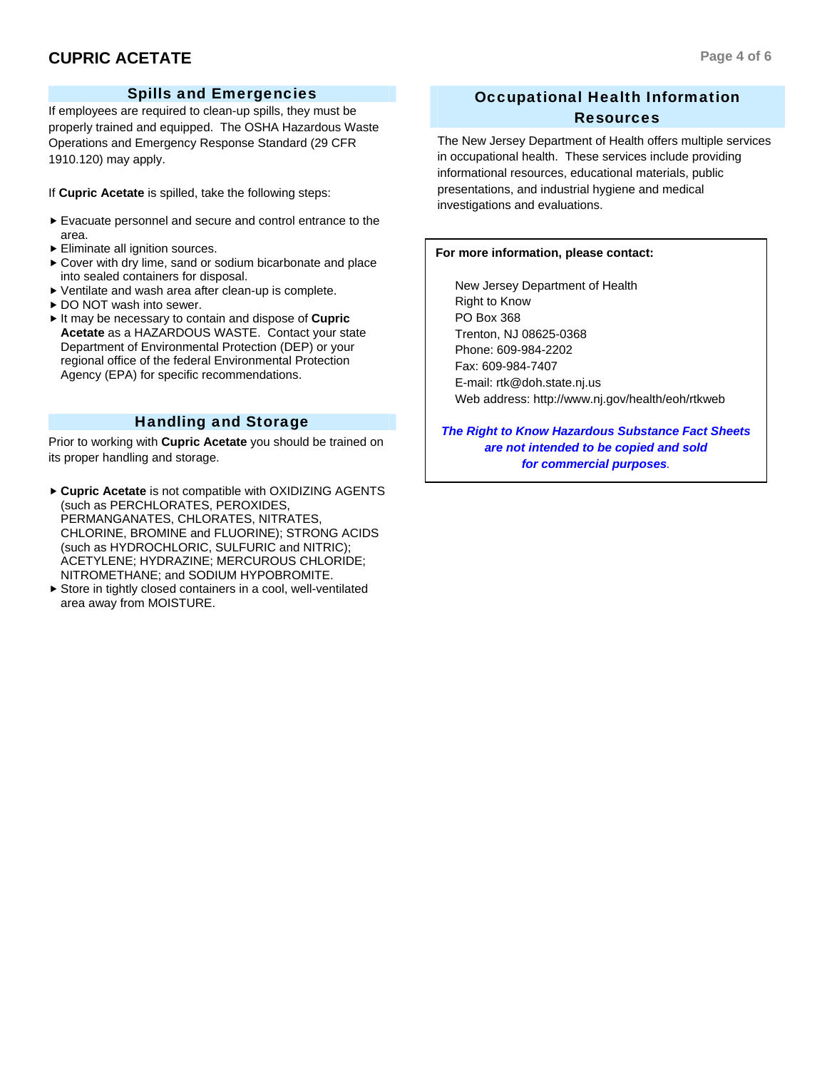## Spills and Emergencies

If employees are required to clean-up spills, they must be properly trained and equipped. The OSHA Hazardous Waste Operations and Emergency Response Standard (29 CFR 1910.120) may apply.

If **Cupric Acetate** is spilled, take the following steps:

- Evacuate personnel and secure and control entrance to the area.
- Eliminate all ignition sources.
- Cover with dry lime, sand or sodium bicarbonate and place into sealed containers for disposal.
- Ventilate and wash area after clean-up is complete.
- DO NOT wash into sewer.
- It may be necessary to contain and dispose of **Cupric Acetate** as a HAZARDOUS WASTE. Contact your state Department of Environmental Protection (DEP) or your regional office of the federal Environmental Protection Agency (EPA) for specific recommendations.

## Handling and Storage

Prior to working with **Cupric Acetate** you should be trained on its proper handling and storage.

- **Cupric Acetate** is not compatible with OXIDIZING AGENTS (such as PERCHLORATES, PEROXIDES, PERMANGANATES, CHLORATES, NITRATES, CHLORINE, BROMINE and FLUORINE); STRONG ACIDS (such as HYDROCHLORIC, SULFURIC and NITRIC); ACETYLENE; HYDRAZINE; MERCUROUS CHLORIDE; NITROMETHANE; and SODIUM HYPOBROMITE.
- Store in tightly closed containers in a cool, well-ventilated area away from MOISTURE.

## Occupational Health Information Resources

The New Jersey Department of Health offers multiple services in occupational health. These services include providing informational resources, educational materials, public presentations, and industrial hygiene and medical investigations and evaluations.

**For more information, please contact:**

New Jersey Department of Health
Right to Know
PO Box 368
Trenton, NJ 08625-0368
Phone: 609-984-2202
Fax: 609-984-7407
E-mail: rtk@doh.state.nj.us
Web address: http://www.nj.gov/health/eoh/rtkweb

***The Right to Know Hazardous Substance Fact Sheets are not intended to be copied and sold for commercial purposes.***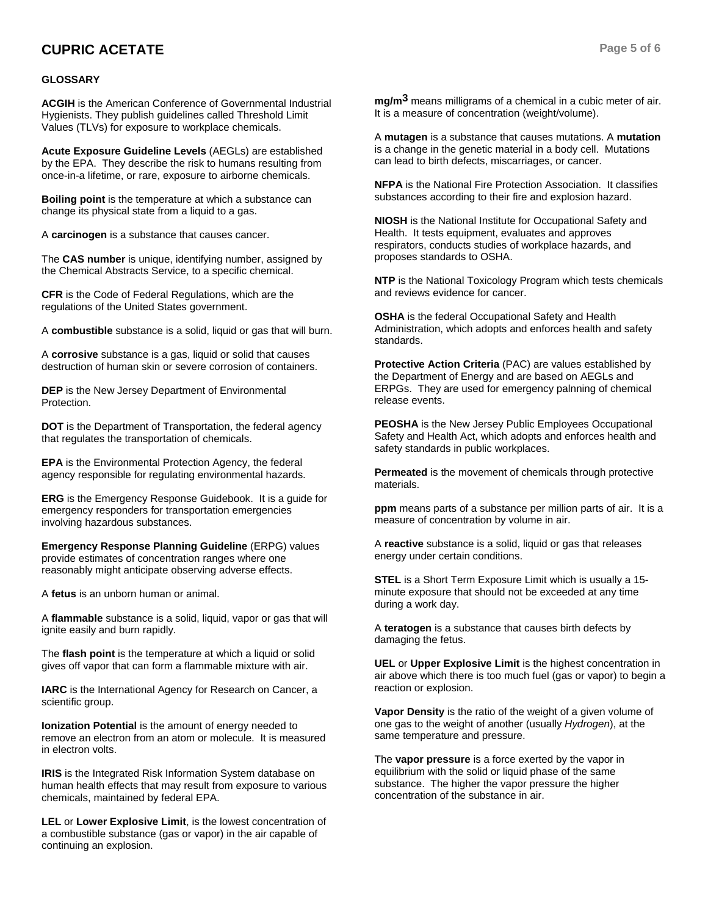## GLOSSARY

**ACGIH** is the American Conference of Governmental Industrial Hygienists. They publish guidelines called Threshold Limit Values (TLVs) for exposure to workplace chemicals.

**Acute Exposure Guideline Levels** (AEGLs) are established by the EPA. They describe the risk to humans resulting from once-in-a lifetime, or rare, exposure to airborne chemicals.

**Boiling point** is the temperature at which a substance can change its physical state from a liquid to a gas.

A **carcinogen** is a substance that causes cancer.

The **CAS number** is unique, identifying number, assigned by the Chemical Abstracts Service, to a specific chemical.

**CFR** is the Code of Federal Regulations, which are the regulations of the United States government.

A **combustible** substance is a solid, liquid or gas that will burn.

A **corrosive** substance is a gas, liquid or solid that causes destruction of human skin or severe corrosion of containers.

**DEP** is the New Jersey Department of Environmental Protection.

**DOT** is the Department of Transportation, the federal agency that regulates the transportation of chemicals.

**EPA** is the Environmental Protection Agency, the federal agency responsible for regulating environmental hazards.

**ERG** is the Emergency Response Guidebook. It is a guide for emergency responders for transportation emergencies involving hazardous substances.

**Emergency Response Planning Guideline** (ERPG) values provide estimates of concentration ranges where one reasonably might anticipate observing adverse effects.

A **fetus** is an unborn human or animal.

A **flammable** substance is a solid, liquid, vapor or gas that will ignite easily and burn rapidly.

The **flash point** is the temperature at which a liquid or solid gives off vapor that can form a flammable mixture with air.

**IARC** is the International Agency for Research on Cancer, a scientific group.

**Ionization Potential** is the amount of energy needed to remove an electron from an atom or molecule. It is measured in electron volts.

**IRIS** is the Integrated Risk Information System database on human health effects that may result from exposure to various chemicals, maintained by federal EPA.

**LEL** or **Lower Explosive Limit**, is the lowest concentration of a combustible substance (gas or vapor) in the air capable of continuing an explosion.

**mg/m$^3$** means milligrams of a chemical in a cubic meter of air. It is a measure of concentration (weight/volume).

A **mutagen** is a substance that causes mutations. A **mutation** is a change in the genetic material in a body cell. Mutations can lead to birth defects, miscarriages, or cancer.

**NFPA** is the National Fire Protection Association. It classifies substances according to their fire and explosion hazard.

**NIOSH** is the National Institute for Occupational Safety and Health. It tests equipment, evaluates and approves respirators, conducts studies of workplace hazards, and proposes standards to OSHA.

**NTP** is the National Toxicology Program which tests chemicals and reviews evidence for cancer.

**OSHA** is the federal Occupational Safety and Health Administration, which adopts and enforces health and safety standards.

**Protective Action Criteria** (PAC) are values established by the Department of Energy and are based on AEGLs and ERPGs. They are used for emergency palnning of chemical release events.

**PEOSHA** is the New Jersey Public Employees Occupational Safety and Health Act, which adopts and enforces health and safety standards in public workplaces.

**Permeated** is the movement of chemicals through protective materials.

**ppm** means parts of a substance per million parts of air. It is a measure of concentration by volume in air.

A **reactive** substance is a solid, liquid or gas that releases energy under certain conditions.

**STEL** is a Short Term Exposure Limit which is usually a 15-minute exposure that should not be exceeded at any time during a work day.

A **teratogen** is a substance that causes birth defects by damaging the fetus.

**UEL** or **Upper Explosive Limit** is the highest concentration in air above which there is too much fuel (gas or vapor) to begin a reaction or explosion.

**Vapor Density** is the ratio of the weight of a given volume of one gas to the weight of another (usually *Hydrogen*), at the same temperature and pressure.

The **vapor pressure** is a force exerted by the vapor in equilibrium with the solid or liquid phase of the same substance. The higher the vapor pressure the higher concentration of the substance in air.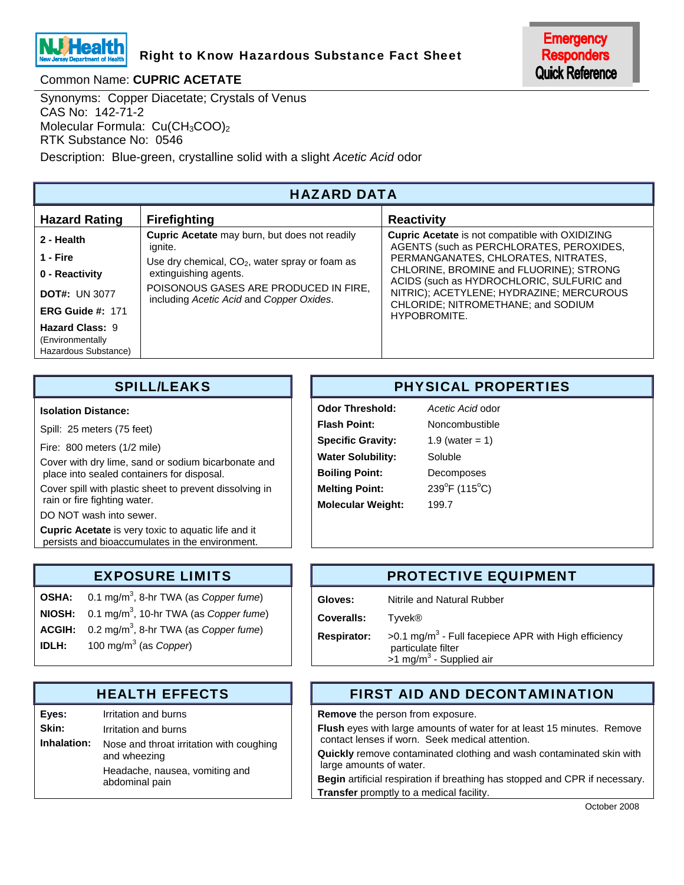# Right to Know Hazardous Substance Fact Sheet

**Emergency Responders Quick Reference**

Common Name: **CUPRIC ACETATE**

Synonyms: Copper Diacetate; Crystals of Venus
CAS No: 142-71-2
Molecular Formula: $Cu(CH_3COO)_2$
RTK Substance No: 0546

Description: Blue-green, crystalline solid with a slight *Acetic Acid* odor

## HAZARD DATA

| Hazard Rating | Firefighting | Reactivity |
|---|---|---|
| **2 - Health**<br>**1 - Fire**<br>**0 - Reactivity**<br>**DOT#:** UN 3077<br>**ERG Guide #:** 171<br>**Hazard Class:** 9 (Environmentally Hazardous Substance) | **Cupric Acetate** may burn, but does not readily ignite.<br>Use dry chemical, $CO_2$, water spray or foam as extinguishing agents.<br>POISONOUS GASES ARE PRODUCED IN FIRE, including *Acetic Acid* and *Copper Oxides*. | **Cupric Acetate** is not compatible with OXIDIZING AGENTS (such as PERCHLORATES, PEROXIDES, PERMANGANATES, CHLORATES, NITRATES, CHLORINE, BROMINE and FLUORINE); STRONG ACIDS (such as HYDROCHLORIC, SULFURIC and NITRIC); ACETYLENE; HYDRAZINE; MERCUROUS CHLORIDE; NITROMETHANE; and SODIUM HYPOBROMITE. |

## SPILL/LEAKS

**Isolation Distance:**

Spill: 25 meters (75 feet)

Fire: 800 meters (1/2 mile)

Cover with dry lime, sand or sodium bicarbonate and place into sealed containers for disposal.

Cover spill with plastic sheet to prevent dissolving in rain or fire fighting water.

DO NOT wash into sewer.

**Cupric Acetate** is very toxic to aquatic life and it persists and bioaccumulates in the environment.

## PHYSICAL PROPERTIES

| | |
|---|---|
| **Odor Threshold:** | *Acetic Acid* odor |
| **Flash Point:** | Noncombustible |
| **Specific Gravity:** | 1.9 (water = 1) |
| **Water Solubility:** | Soluble |
| **Boiling Point:** | Decomposes |
| **Melting Point:** | 239°F (115°C) |
| **Molecular Weight:** | 199.7 |

## EXPOSURE LIMITS

| | |
|---|---|
| **OSHA:** | 0.1 mg/m$^3$, 8-hr TWA (as *Copper fume*) |
| **NIOSH:** | 0.1 mg/m$^3$, 10-hr TWA (as *Copper fume*) |
| **ACGIH:** | 0.2 mg/m$^3$, 8-hr TWA (as *Copper fume*) |
| **IDLH:** | 100 mg/m$^3$ (as *Copper*) |

## PROTECTIVE EQUIPMENT

| | |
|---|---|
| **Gloves:** | Nitrile and Natural Rubber |
| **Coveralls:** | Tyvek® |
| **Respirator:** | >0.1 mg/m$^3$ - Full facepiece APR with High efficiency particulate filter<br>>1 mg/m$^3$ - Supplied air |

## HEALTH EFFECTS

| | |
|---|---|
| **Eyes:** | Irritation and burns |
| **Skin:** | Irritation and burns |
| **Inhalation:** | Nose and throat irritation with coughing and wheezing<br>Headache, nausea, vomiting and abdominal pain |

## FIRST AID AND DECONTAMINATION

**Remove** the person from exposure.

**Flush** eyes with large amounts of water for at least 15 minutes. Remove contact lenses if worn. Seek medical attention.

**Quickly** remove contaminated clothing and wash contaminated skin with large amounts of water.

**Begin** artificial respiration if breathing has stopped and CPR if necessary.

**Transfer** promptly to a medical facility.

October 2008